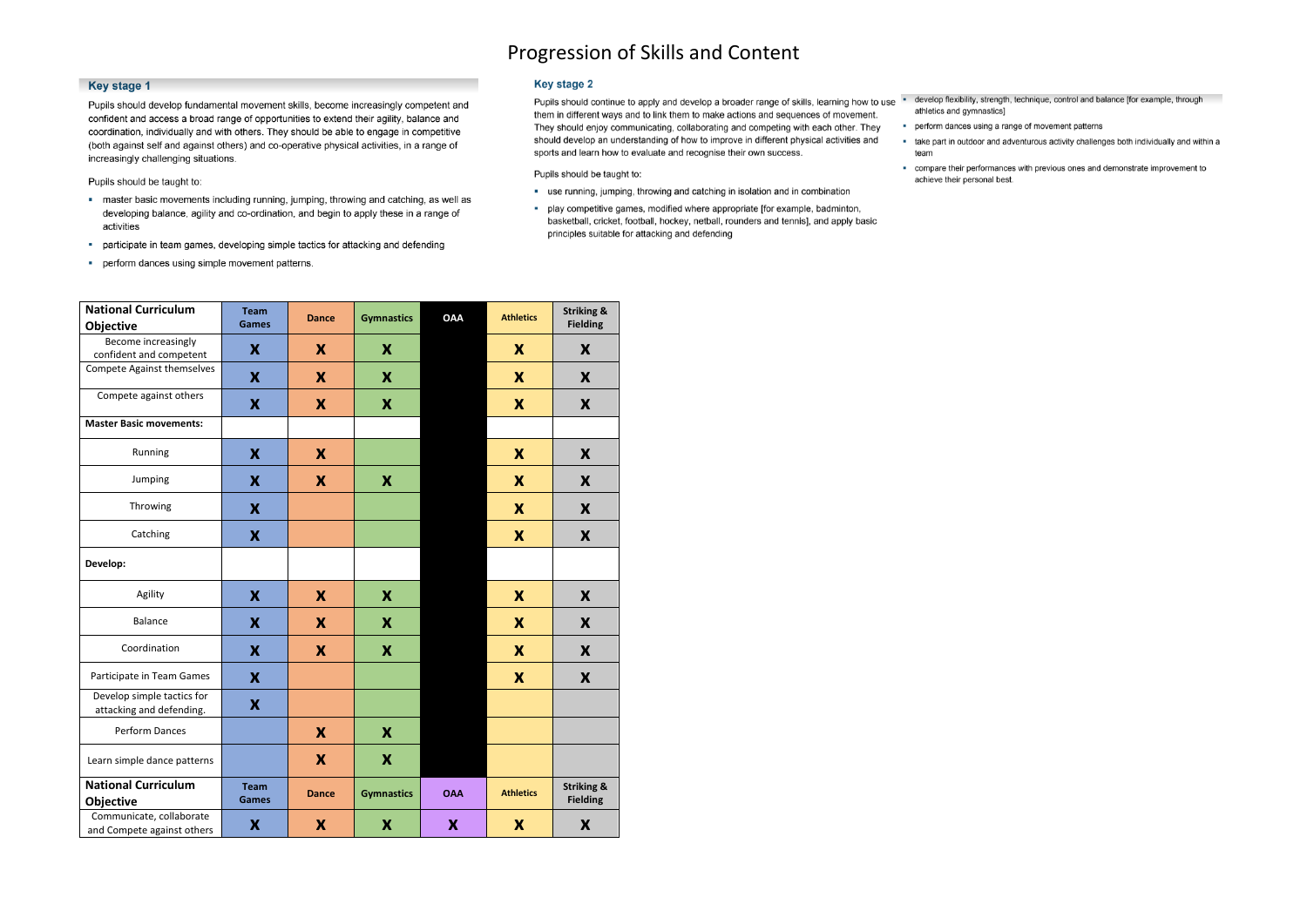# Progression of Skills and Content

## Key stage 1

Pupils should develop fundamental movement skills, become increasingly competent and confident and access a broad range of opportunities to extend their agility, balance and coordination, individually and with others. They should be able to engage in competitive (both against self and against others) and co-operative physical activities, in a range of increasingly challenging situations.

Pupils should be taught to:

- master basic movements including running, jumping, throwing and catching, as well as developing balance, agility and co-ordination, and begin to apply these in a range of activities
- participate in team games, developing simple tactics for attacking and defending
- perform dances using simple movement patterns.

## Key stage 2

Pupils should continue to apply and develop a broader range of skills, learning how to use them in different ways and to link them to make actions and sequences of movement. They should enjoy communicating, collaborating and competing with each other. They should develop an understanding of how to improve in different physical activities and sports and learn how to evaluate and recognise their own success.

Pupils should be taught to:

- use running, jumping, throwing and catching in isolation and in combination
- play competitive games, modified where appropriate [for example, badminton, basketball, cricket, football, hockey, netball, rounders and tennis], and apply basic principles suitable for attacking and defending
- develop flexibility, strength, technique, control and balance [for example, through athletics and gymnastics]
- perform dances using a range of movement patterns
- take part in outdoor and adventurous activity challenges both individually and within a team
- compare their performances with previous ones and demonstrate improvement to achieve their personal best.

| National Curriculum Objective | Team Games | Dance | Gymnastics | OAA | Athletics | Striking & Fielding |
|---|---|---|---|---|---|---|
| Become increasingly confident and competent | X | X | X | | X | X |
| Compete Against themselves | X | X | X | | X | X |
| Compete against others | X | X | X | | X | X |
| **Master Basic movements:** | | | | | | |
| Running | X | X | | | X | X |
| Jumping | X | X | X | | X | X |
| Throwing | X | | | | X | X |
| Catching | X | | | | X | X |
| **Develop:** | | | | | | |
| Agility | X | X | X | | X | X |
| Balance | X | X | X | | X | X |
| Coordination | X | X | X | | X | X |
| Participate in Team Games | X | | | | X | X |
| Develop simple tactics for attacking and defending. | X | | | | | |
| Perform Dances | | X | X | | | |
| Learn simple dance patterns | | X | X | | | |
| **National Curriculum Objective** | **Team Games** | **Dance** | **Gymnastics** | **OAA** | **Athletics** | **Striking & Fielding** |
| Communicate, collaborate and Compete against others | X | X | X | X | X | X |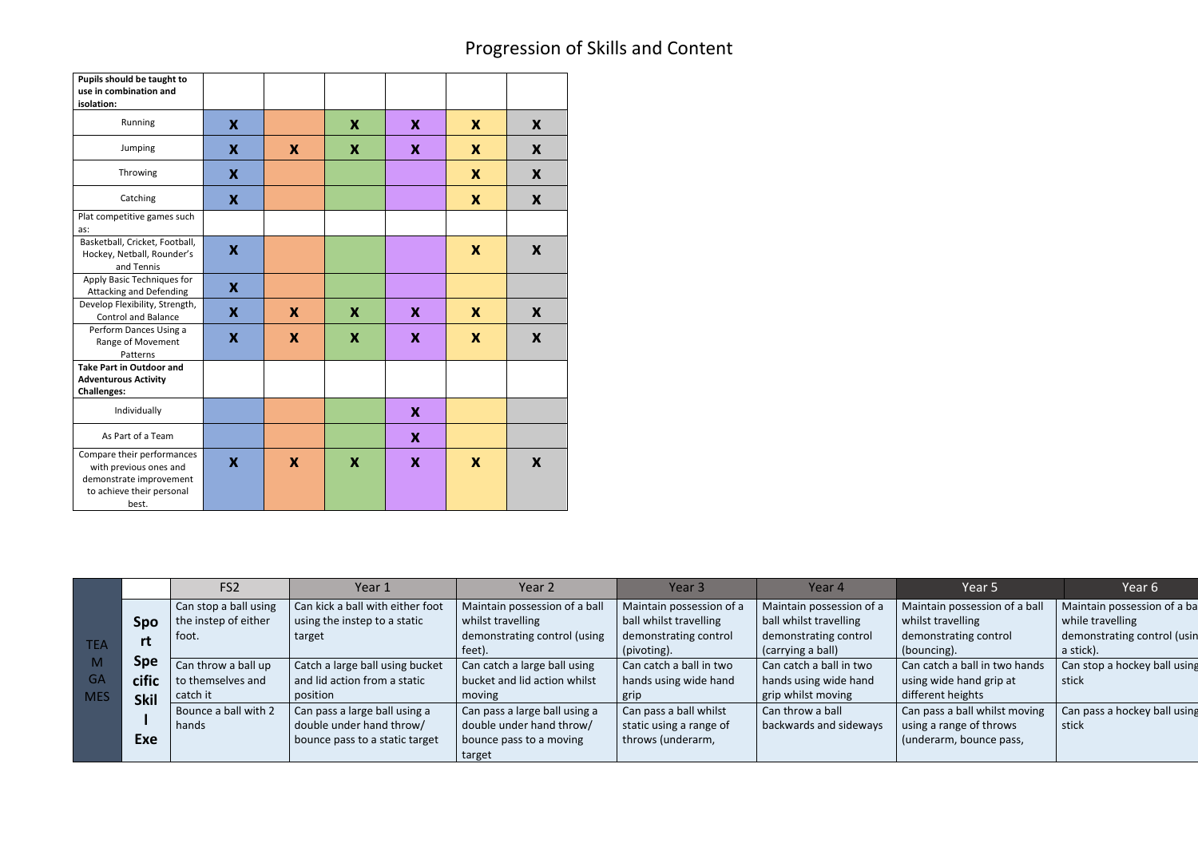# Progression of Skills and Content

| Pupils should be taught to use in combination and isolation: | | | | | | |
|---|---|---|---|---|---|---|
| Running | X | | X | X | X | X |
| Jumping | X | X | X | X | X | X |
| Throwing | X | | | | X | X |
| Catching | X | | | | X | X |
| Plat competitive games such as: | | | | | | |
| Basketball, Cricket, Football, Hockey, Netball, Rounder's and Tennis | X | | | | X | X |
| Apply Basic Techniques for Attacking and Defending | X | | | | | |
| Develop Flexibility, Strength, Control and Balance | X | X | X | X | X | X |
| Perform Dances Using a Range of Movement Patterns | X | X | X | X | X | X |
| **Take Part in Outdoor and Adventurous Activity Challenges:** | | | | | | |
| Individually | | | | X | | |
| As Part of a Team | | | | X | | |
| Compare their performances with previous ones and demonstrate improvement to achieve their personal best. | X | X | X | X | X | X |

| | | FS2 | Year 1 | Year 2 | Year 3 | Year 4 | Year 5 | Year 6 |
|---|---|---|---|---|---|---|---|---|
| TEAM GAMES | **Sport Specific Skill Exe** | Can stop a ball using the instep of either foot. | Can kick a ball with either foot using the instep to a static target | Maintain possession of a ball whilst travelling demonstrating control (using feet). | Maintain possession of a ball whilst travelling demonstrating control (pivoting). | Maintain possession of a ball whilst travelling demonstrating control (carrying a ball) | Maintain possession of a ball whilst travelling demonstrating control (bouncing). | Maintain possession of a ba while travelling demonstrating control (usin a stick). |
| | | Can throw a ball up to themselves and catch it | Catch a large ball using bucket and lid action from a static position | Can catch a large ball using bucket and lid action whilst moving | Can catch a ball in two hands using wide hand grip | Can catch a ball in two hands using wide hand grip whilst moving | Can catch a ball in two hands using wide hand grip at different heights | Can stop a hockey ball using stick |
| | | Bounce a ball with 2 hands | Can pass a large ball using a double under hand throw/ bounce pass to a static target | Can pass a large ball using a double under hand throw/ bounce pass to a moving target | Can pass a ball whilst static using a range of throws (underarm, | Can throw a ball backwards and sideways | Can pass a ball whilst moving using a range of throws (underarm, bounce pass, | Can pass a hockey ball using stick |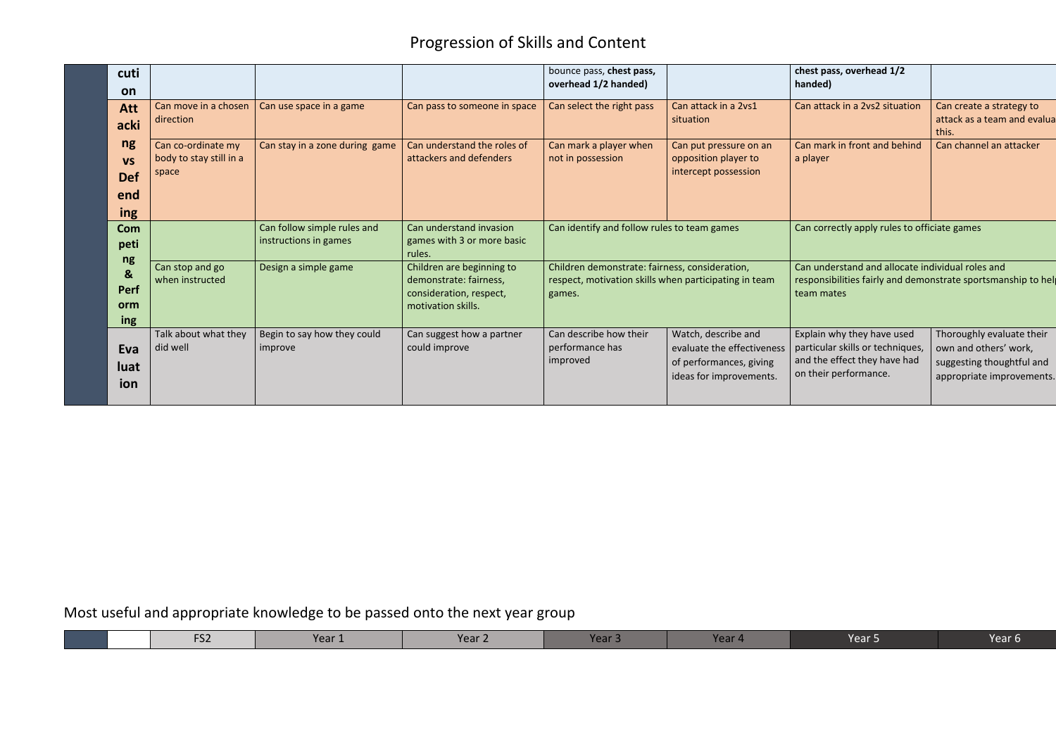# Progression of Skills and Content

| | | | | | | | | |
|---|---|---|---|---|---|---|---|---|
| | cution | | | | bounce pass, **chest pass, overhead 1/2 handed)** | | **chest pass, overhead 1/2 handed)** | |
| | Attacking vs Defending | Can move in a chosen direction | Can use space in a game | Can pass to someone in space | Can select the right pass | Can attack in a 2vs1 situation | Can attack in a 2vs2 situation | Can create a strategy to attack as a team and evalua this. |
| | | Can co-ordinate my body to stay still in a space | Can stay in a zone during game | Can understand the roles of attackers and defenders | Can mark a player when not in possession | Can put pressure on an opposition player to intercept possession | Can mark in front and behind a player | Can channel an attacker |
| | Competing & Performing | | Can follow simple rules and instructions in games | Can understand invasion games with 3 or more basic rules. | Can identify and follow rules to team games | | Can correctly apply rules to officiate games | |
| | | Can stop and go when instructed | Design a simple game | Children are beginning to demonstrate: fairness, consideration, respect, motivation skills. | Children demonstrate: fairness, consideration, respect, motivation skills when participating in team games. | | Can understand and allocate individual roles and responsibilities fairly and demonstrate sportsmanship to hel team mates | |
| | Evaluation | Talk about what they did well | Begin to say how they could improve | Can suggest how a partner could improve | Can describe how their performance has improved | Watch, describe and evaluate the effectiveness of performances, giving ideas for improvements. | Explain why they have used particular skills or techniques, and the effect they have had on their performance. | Thoroughly evaluate their own and others' work, suggesting thoughtful and appropriate improvements. |

## Most useful and appropriate knowledge to be passed onto the next year group

| | | FS2 | Year 1 | Year 2 | Year 3 | Year 4 | Year 5 | Year 6 |
|---|---|---|---|---|---|---|---|---|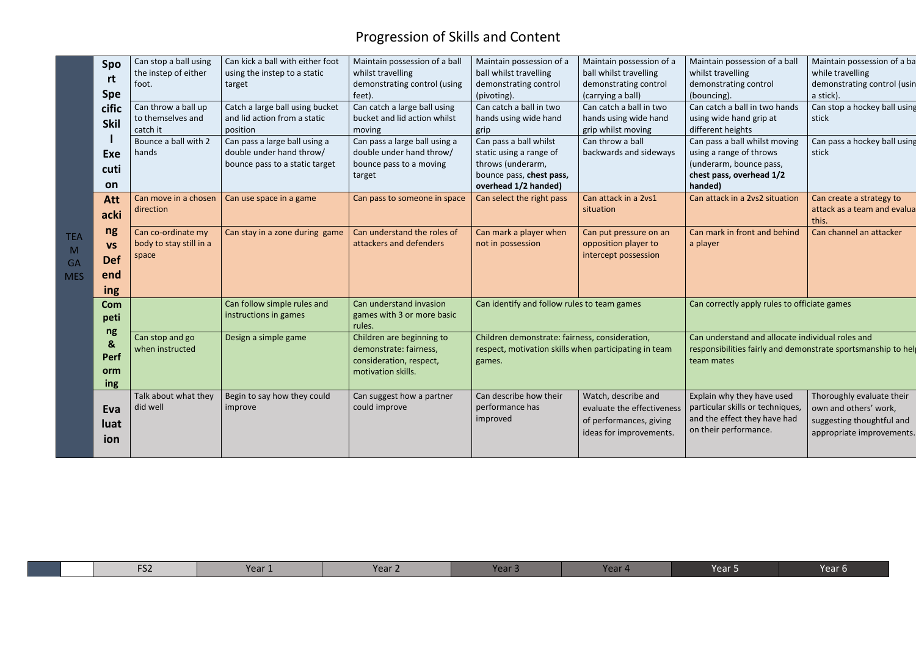# Progression of Skills and Content

| | | FS2 | Year 1 | Year 2 | Year 3 | Year 4 | Year 5 | Year 6 |
|---|---|---|---|---|---|---|---|---|
| TEAM GAMES | Sport Specific Skill Execution | Can stop a ball using the instep of either foot. | Can kick a ball with either foot using the instep to a static target | Maintain possession of a ball whilst travelling demonstrating control (using feet). | Maintain possession of a ball whilst travelling demonstrating control (pivoting). | Maintain possession of a ball whilst travelling demonstrating control (carrying a ball) | Maintain possession of a ball whilst travelling demonstrating control (bouncing). | Maintain possession of a ba while travelling demonstrating control (usin a stick). |
| | | Can throw a ball up to themselves and catch it | Catch a large ball using bucket and lid action from a static position | Can catch a large ball using bucket and lid action whilst moving | Can catch a ball in two hands using wide hand grip | Can catch a ball in two hands using wide hand grip whilst moving | Can catch a ball in two hands using wide hand grip at different heights | Can stop a hockey ball using stick |
| | | Bounce a ball with 2 hands | Can pass a large ball using a double under hand throw/ bounce pass to a static target | Can pass a large ball using a double under hand throw/ bounce pass to a moving target | Can pass a ball whilst static using a range of throws (underarm, bounce pass, **chest pass, overhead 1/2 handed)** | Can throw a ball backwards and sideways | Can pass a ball whilst moving using a range of throws (underarm, bounce pass, **chest pass, overhead 1/2 handed)** | Can pass a hockey ball using stick |
| | Attacking vs Defending | Can move in a chosen direction | Can use space in a game | Can pass to someone in space | Can select the right pass | Can attack in a 2vs1 situation | Can attack in a 2vs2 situation | Can create a strategy to attack as a team and evalua this. |
| | | Can co-ordinate my body to stay still in a space | Can stay in a zone during game | Can understand the roles of attackers and defenders | Can mark a player when not in possession | Can put pressure on an opposition player to intercept possession | Can mark in front and behind a player | Can channel an attacker |
| | Competing & Performing | | Can follow simple rules and instructions in games | Can understand invasion games with 3 or more basic rules. | Can identify and follow rules to team games | | Can correctly apply rules to officiate games | |
| | | Can stop and go when instructed | Design a simple game | Children are beginning to demonstrate: fairness, consideration, respect, motivation skills. | Children demonstrate: fairness, consideration, respect, motivation skills when participating in team games. | | Can understand and allocate individual roles and responsibilities fairly and demonstrate sportsmanship to hel team mates | |
| | Evaluation | Talk about what they did well | Begin to say how they could improve | Can suggest how a partner could improve | Can describe how their performance has improved | Watch, describe and evaluate the effectiveness of performances, giving ideas for improvements. | Explain why they have used particular skills or techniques, and the effect they have had on their performance. | Thoroughly evaluate their own and others' work, suggesting thoughtful and appropriate improvements. |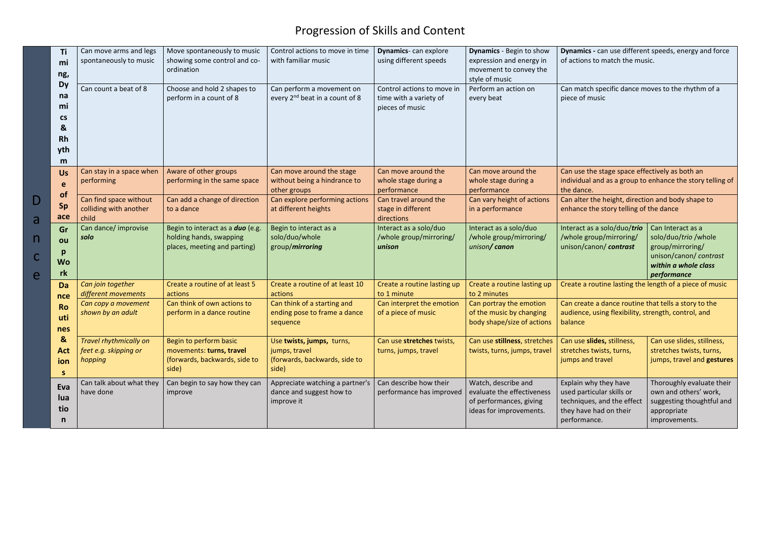# Progression of Skills and Content

| | | | | | | | |
|---|---|---|---|---|---|---|---|
| **Dance** | **Timing, Dynamics & Rhythm** | Can move arms and legs spontaneously to music | Move spontaneously to music showing some control and co-ordination | Control actions to move in time with familiar music | **Dynamics**- can explore using different speeds | **Dynamics** - Begin to show expression and energy in movement to convey the style of music | **Dynamics -** can use different speeds, energy and force of actions to match the music. |
| | | Can count a beat of 8 | Choose and hold 2 shapes to perform in a count of 8 | Can perform a movement on every 2nd beat in a count of 8 | Control actions to move in time with a variety of pieces of music | Perform an action on every beat | Can match specific dance moves to the rhythm of a piece of music |
| | **Use of Space** | Can stay in a space when performing | Aware of other groups performing in the same space | Can move around the stage without being a hindrance to other groups | Can move around the whole stage during a performance | Can move around the whole stage during a performance | Can use the stage space effectively as both an individual and as a group to enhance the story telling of the dance. |
| | | Can find space without colliding with another child | Can add a change of direction to a dance | Can explore performing actions at different heights | Can travel around the stage in different directions | Can vary height of actions in a performance | Can alter the height, direction and body shape to enhance the story telling of the dance |
| | **Group Work** | Can dance/ improvise ***solo*** | Begin to interact as a ***duo*** (e.g. holding hands, swapping places, meeting and parting) | Begin to interact as a solo/duo/whole group/***mirroring*** | Interact as a solo/duo /whole group/mirroring/ ***unison*** | Interact as a solo/duo /whole group/mirroring/ *unison**/ canon*** | Interact as a solo/duo/***trio*** /whole group/mirroring/ unison/canon/ ***contrast*** / Can Interact as a solo/duo/*trio* /whole group/mirroring/ unison/canon/ *contrast* ***within a whole class performance*** |
| | **Dance Routines & Actions** | *Can join together different movements* | Create a routine of at least 5 actions | Create a routine of at least 10 actions | Create a routine lasting up to 1 minute | Create a routine lasting up to 2 minutes | Create a routine lasting the length of a piece of music |
| | | *Can copy a movement shown by an adult* | Can think of own actions to perform in a dance routine | Can think of a starting and ending pose to frame a dance sequence | Can interpret the emotion of a piece of music | Can portray the emotion of the music by changing body shape/size of actions | Can create a dance routine that tells a story to the audience, using flexibility, strength, control, and balance |
| | | *Travel rhythmically on feet e.g. skipping or hopping* | Begin to perform basic movements: **turns, travel** (forwards, backwards, side to side) | Use **twists, jumps,** turns, jumps, travel (forwards, backwards, side to side) | Can use **stretches** twists, turns, jumps, travel | Can use **stillness**, stretches twists, turns, jumps, travel | Can use **slides,** stillness, stretches twists, turns, jumps and travel / Can use slides, stillness, stretches twists, turns, jumps, travel and **gestures** |
| | **Evaluation** | Can talk about what they have done | Can begin to say how they can improve | Appreciate watching a partner's dance and suggest how to improve it | Can describe how their performance has improved | Watch, describe and evaluate the effectiveness of performances, giving ideas for improvements. | Explain why they have used particular skills or techniques, and the effect they have had on their performance. / Thoroughly evaluate their own and others' work, suggesting thoughtful and appropriate improvements. |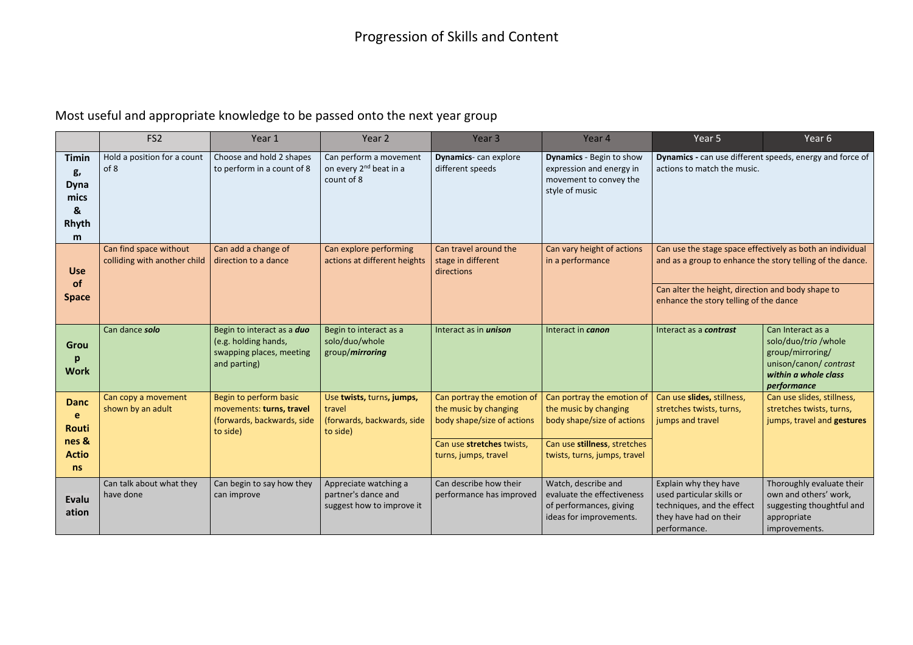# Progression of Skills and Content

## Most useful and appropriate knowledge to be passed onto the next year group

| | FS2 | Year 1 | Year 2 | Year 3 | Year 4 | Year 5 | Year 6 |
|---|---|---|---|---|---|---|---|
| **Timing, Dynamics & Rhythm** | Hold a position for a count of 8 | Choose and hold 2 shapes to perform in a count of 8 | Can perform a movement on every 2nd beat in a count of 8 | **Dynamics**- can explore different speeds | **Dynamics** - Begin to show expression and energy in movement to convey the style of music | **Dynamics -** can use different speeds, energy and force of actions to match the music. | |
| **Use of Space** | Can find space without colliding with another child | Can add a change of direction to a dance | Can explore performing actions at different heights | Can travel around the stage in different directions | Can vary height of actions in a performance | Can use the stage space effectively as both an individual and as a group to enhance the story telling of the dance.<br><br>Can alter the height, direction and body shape to enhance the story telling of the dance | |
| **Group Work** | Can dance ***solo*** | Begin to interact as a ***duo*** (e.g. holding hands, swapping places, meeting and parting) | Begin to interact as a solo/duo/whole group/***mirroring*** | Interact as in ***unison*** | Interact in ***canon*** | Interact as a ***contrast*** | Can Interact as a solo/duo/*trio* /whole group/mirroring/ unison/canon/ *contrast* ***within a whole class performance*** |
| **Dance Routines & Actions** | Can copy a movement shown by an adult | Begin to perform basic movements: **turns, travel** (forwards, backwards, side to side) | Use **twists,** turns**, jumps,** travel (forwards, backwards, side to side) | Can portray the emotion of the music by changing body shape/size of actions<br><br>Can use **stretches** twists, turns, jumps, travel | Can portray the emotion of the music by changing body shape/size of actions<br><br>Can use **stillness**, stretches twists, turns, jumps, travel | Can use **slides,** stillness, stretches twists, turns, jumps and travel | Can use slides, stillness, stretches twists, turns, jumps, travel and **gestures** |
| **Evaluation** | Can talk about what they have done | Can begin to say how they can improve | Appreciate watching a partner's dance and suggest how to improve it | Can describe how their performance has improved | Watch, describe and evaluate the effectiveness of performances, giving ideas for improvements. | Explain why they have used particular skills or techniques, and the effect they have had on their performance. | Thoroughly evaluate their own and others' work, suggesting thoughtful and appropriate improvements. |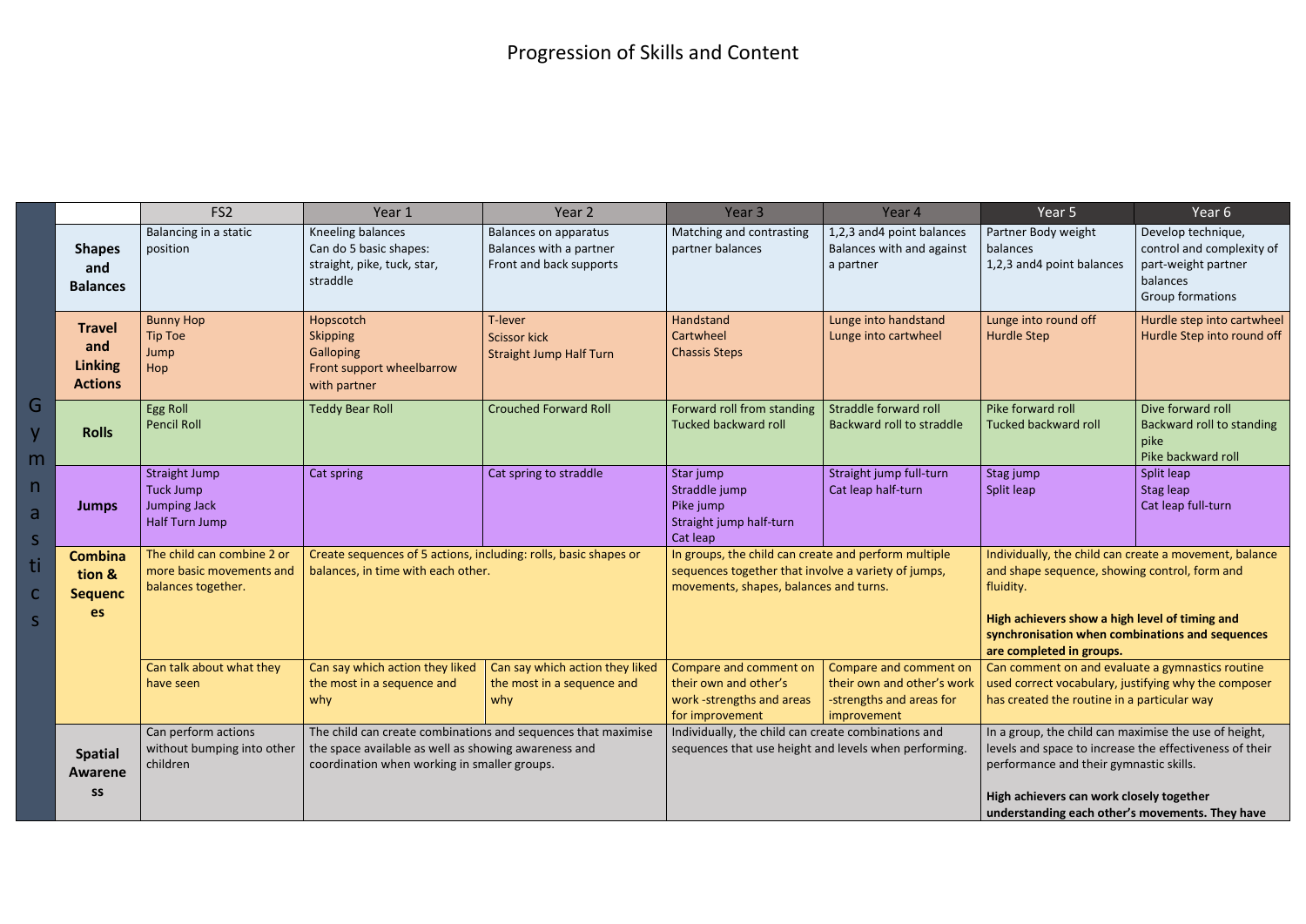# Progression of Skills and Content

| Gymnastics | | FS2 | Year 1 | Year 2 | Year 3 | Year 4 | Year 5 | Year 6 |
|---|---|---|---|---|---|---|---|---|
| | **Shapes and Balances** | Balancing in a static position | Kneeling balances<br>Can do 5 basic shapes: straight, pike, tuck, star, straddle | Balances on apparatus<br>Balances with a partner<br>Front and back supports | Matching and contrasting partner balances | 1,2,3 and4 point balances<br>Balances with and against a partner | Partner Body weight balances<br>1,2,3 and4 point balances | Develop technique, control and complexity of part-weight partner balances<br>Group formations |
| | **Travel and Linking Actions** | Bunny Hop<br>Tip Toe<br>Jump<br>Hop | Hopscotch<br>Skipping<br>Galloping<br>Front support wheelbarrow with partner | T-lever<br>Scissor kick<br>Straight Jump Half Turn | Handstand<br>Cartwheel<br>Chassis Steps | Lunge into handstand<br>Lunge into cartwheel | Lunge into round off<br>Hurdle Step | Hurdle step into cartwheel<br>Hurdle Step into round off |
| | **Rolls** | Egg Roll<br>Pencil Roll | Teddy Bear Roll | Crouched Forward Roll | Forward roll from standing<br>Tucked backward roll | Straddle forward roll<br>Backward roll to straddle | Pike forward roll<br>Tucked backward roll | Dive forward roll<br>Backward roll to standing pike<br>Pike backward roll |
| | **Jumps** | Straight Jump<br>Tuck Jump<br>Jumping Jack<br>Half Turn Jump | Cat spring | Cat spring to straddle | Star jump<br>Straddle jump<br>Pike jump<br>Straight jump half-turn<br>Cat leap | Straight jump full-turn<br>Cat leap half-turn | Stag jump<br>Split leap | Split leap<br>Stag leap<br>Cat leap full-turn |
| | **Combination & Sequences** | The child can combine 2 or more basic movements and balances together. | Create sequences of 5 actions, including: rolls, basic shapes or balances, in time with each other. | | In groups, the child can create and perform multiple sequences together that involve a variety of jumps, movements, shapes, balances and turns. | | Individually, the child can create a movement, balance and shape sequence, showing control, form and fluidity.<br><br>**High achievers show a high level of timing and synchronisation when combinations and sequences are completed in groups.** | |
| | | Can talk about what they have seen | Can say which action they liked the most in a sequence and why | Can say which action they liked the most in a sequence and why | Compare and comment on their own and other's work -strengths and areas for improvement | Compare and comment on their own and other's work -strengths and areas for improvement | Can comment on and evaluate a gymnastics routine used correct vocabulary, justifying why the composer has created the routine in a particular way | |
| | **Spatial Awareness** | Can perform actions without bumping into other children | The child can create combinations and sequences that maximise the space available as well as showing awareness and coordination when working in smaller groups. | | Individually, the child can create combinations and sequences that use height and levels when performing. | | In a group, the child can maximise the use of height, levels and space to increase the effectiveness of their performance and their gymnastic skills.<br><br>**High achievers can work closely together understanding each other's movements. They have** | |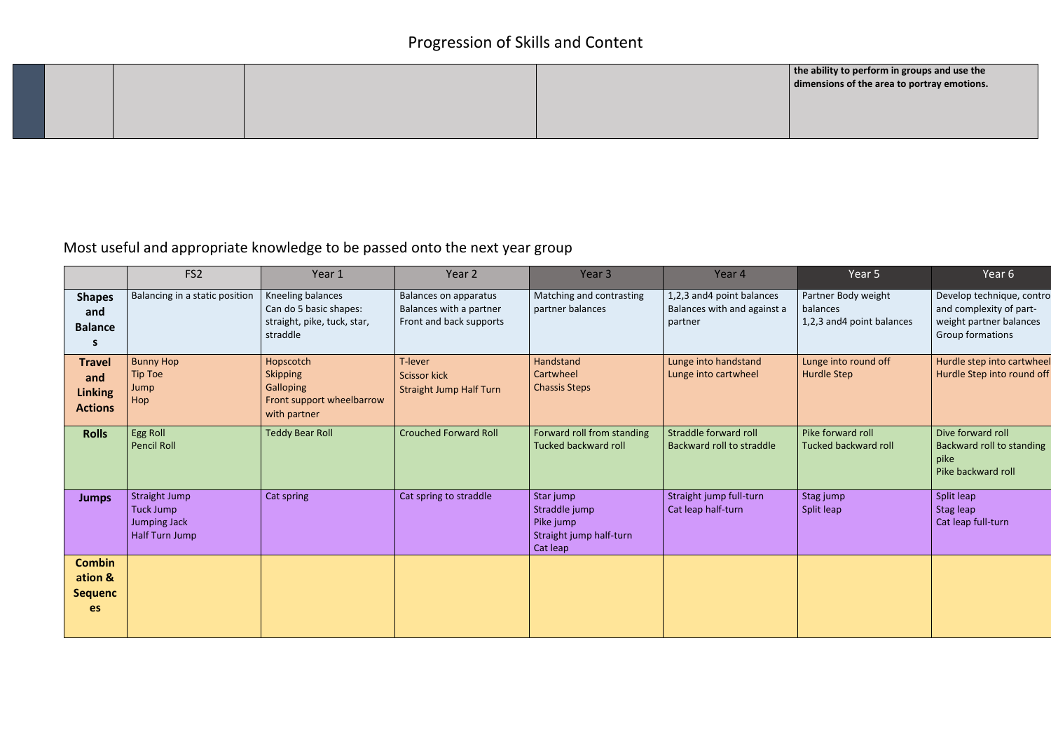# Progression of Skills and Content

| | | | | | |
|---|---|---|---|---|---|
| | | | | | **the ability to perform in groups and use the dimensions of the area to portray emotions.** |

## Most useful and appropriate knowledge to be passed onto the next year group

| | FS2 | Year 1 | Year 2 | Year 3 | Year 4 | Year 5 | Year 6 |
|---|---|---|---|---|---|---|---|
| **Shapes and Balances** | Balancing in a static position | Kneeling balances<br>Can do 5 basic shapes: straight, pike, tuck, star, straddle | Balances on apparatus<br>Balances with a partner<br>Front and back supports | Matching and contrasting partner balances | 1,2,3 and4 point balances<br>Balances with and against a partner | Partner Body weight balances<br>1,2,3 and4 point balances | Develop technique, contro and complexity of part-weight partner balances<br>Group formations |
| **Travel and Linking Actions** | Bunny Hop<br>Tip Toe<br>Jump<br>Hop | Hopscotch<br>Skipping<br>Galloping<br>Front support wheelbarrow with partner | T-lever<br>Scissor kick<br>Straight Jump Half Turn | Handstand<br>Cartwheel<br>Chassis Steps | Lunge into handstand<br>Lunge into cartwheel | Lunge into round off<br>Hurdle Step | Hurdle step into cartwheel<br>Hurdle Step into round off |
| **Rolls** | Egg Roll<br>Pencil Roll | Teddy Bear Roll | Crouched Forward Roll | Forward roll from standing<br>Tucked backward roll | Straddle forward roll<br>Backward roll to straddle | Pike forward roll<br>Tucked backward roll | Dive forward roll<br>Backward roll to standing pike<br>Pike backward roll |
| **Jumps** | Straight Jump<br>Tuck Jump<br>Jumping Jack<br>Half Turn Jump | Cat spring | Cat spring to straddle | Star jump<br>Straddle jump<br>Pike jump<br>Straight jump half-turn<br>Cat leap | Straight jump full-turn<br>Cat leap half-turn | Stag jump<br>Split leap | Split leap<br>Stag leap<br>Cat leap full-turn |
| **Combination & Sequences** | | | | | | | |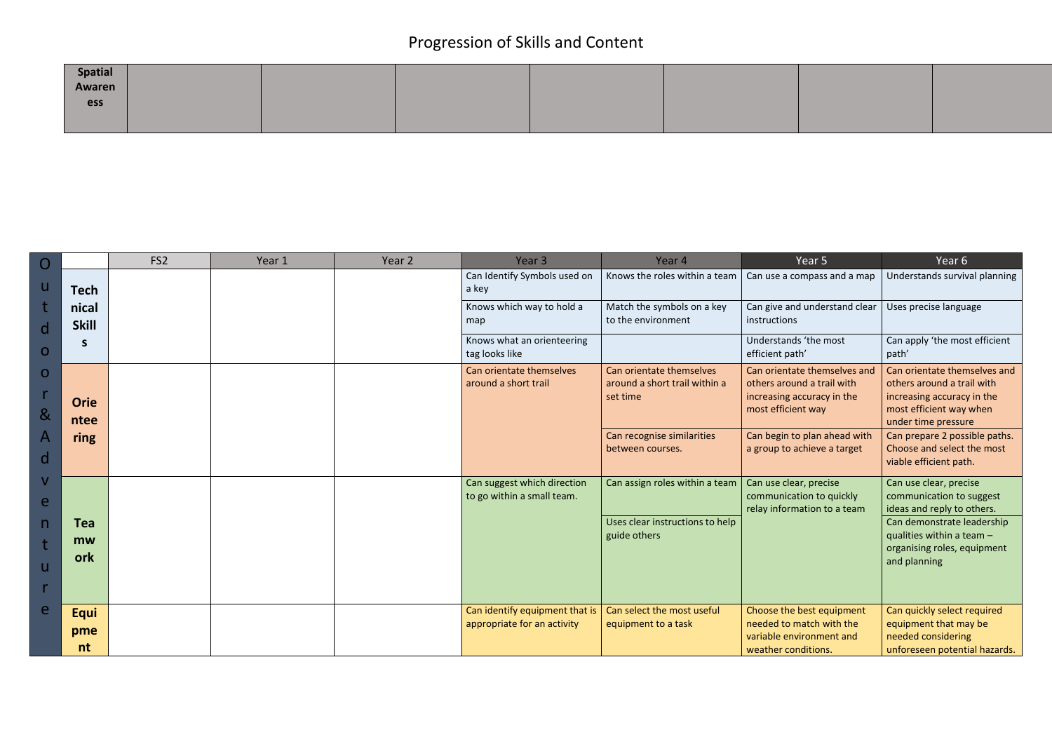# Progression of Skills and Content

| Spatial Awareness | | | | | | | |
|---|---|---|---|---|---|---|---|
| | | | | | | | |

| Outdoor & Adventure | | FS2 | Year 1 | Year 2 | Year 3 | Year 4 | Year 5 | Year 6 |
|---|---|---|---|---|---|---|---|---|
| | **Technical Skills** | | | | Can Identify Symbols used on a key | Knows the roles within a team | Can use a compass and a map | Understands survival planning |
| | | | | | Knows which way to hold a map | Match the symbols on a key to the environment | Can give and understand clear instructions | Uses precise language |
| | | | | | Knows what an orienteering tag looks like | | Understands 'the most efficient path' | Can apply 'the most efficient path' |
| | **Orienteering** | | | | Can orientate themselves around a short trail | Can orientate themselves around a short trail within a set time | Can orientate themselves and others around a trail with increasing accuracy in the most efficient way | Can orientate themselves and others around a trail with increasing accuracy in the most efficient way when under time pressure |
| | | | | | | Can recognise similarities between courses. | Can begin to plan ahead with a group to achieve a target | Can prepare 2 possible paths. Choose and select the most viable efficient path. |
| | **Teamwork** | | | | Can suggest which direction to go within a small team. | Can assign roles within a team | Can use clear, precise communication to quickly relay information to a team | Can use clear, precise communication to suggest ideas and reply to others. |
| | | | | | | Uses clear instructions to help guide others | | Can demonstrate leadership qualities within a team – organising roles, equipment and planning |
| | **Equipment** | | | | Can identify equipment that is appropriate for an activity | Can select the most useful equipment to a task | Choose the best equipment needed to match with the variable environment and weather conditions. | Can quickly select required equipment that may be needed considering unforeseen potential hazards. |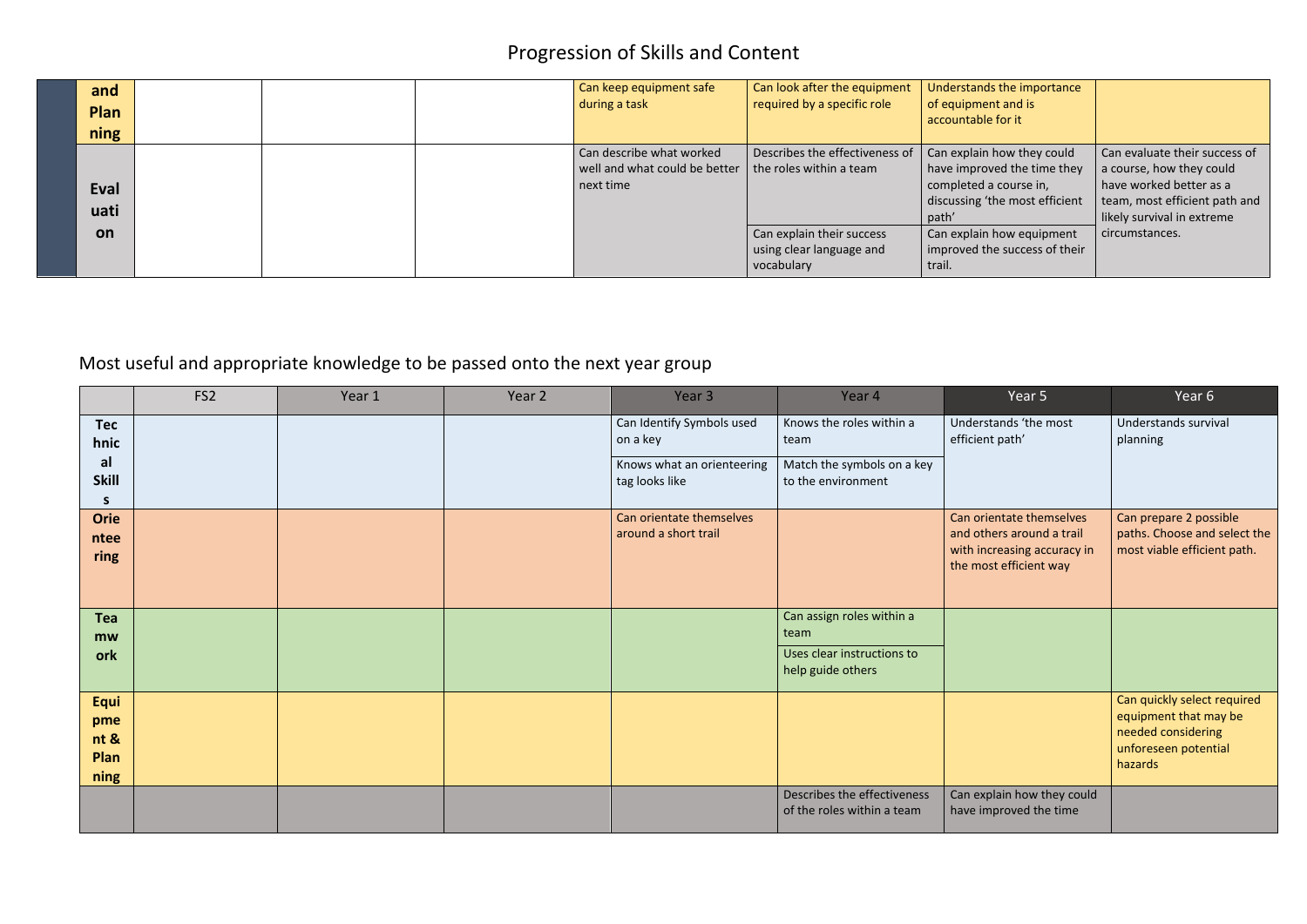# Progression of Skills and Content

| | | | | | | | | |
|---|---|---|---|---|---|---|---|---|
| | and Planning | | | | Can keep equipment safe during a task | Can look after the equipment required by a specific role | Understands the importance of equipment and is accountable for it | |
| | Evaluation | | | | Can describe what worked well and what could be better next time | Describes the effectiveness of the roles within a team | Can explain how they could have improved the time they completed a course in, discussing 'the most efficient path' | Can evaluate their success of a course, how they could have worked better as a team, most efficient path and likely survival in extreme circumstances. |
| | | | | | | Can explain their success using clear language and vocabulary | Can explain how equipment improved the success of their trail. | |

## Most useful and appropriate knowledge to be passed onto the next year group

| | FS2 | Year 1 | Year 2 | Year 3 | Year 4 | Year 5 | Year 6 |
|---|---|---|---|---|---|---|---|
| **Technical Skills** | | | | Can Identify Symbols used on a key | Knows the roles within a team | Understands 'the most efficient path' | Understands survival planning |
| | | | | Knows what an orienteering tag looks like | Match the symbols on a key to the environment | | |
| **Orienteering** | | | | Can orientate themselves around a short trail | | Can orientate themselves and others around a trail with increasing accuracy in the most efficient way | Can prepare 2 possible paths. Choose and select the most viable efficient path. |
| **Teamwork** | | | | | Can assign roles within a team | | |
| | | | | | Uses clear instructions to help guide others | | |
| **Equipment & Planning** | | | | | | | Can quickly select required equipment that may be needed considering unforeseen potential hazards |
| | | | | | Describes the effectiveness of the roles within a team | Can explain how they could have improved the time | |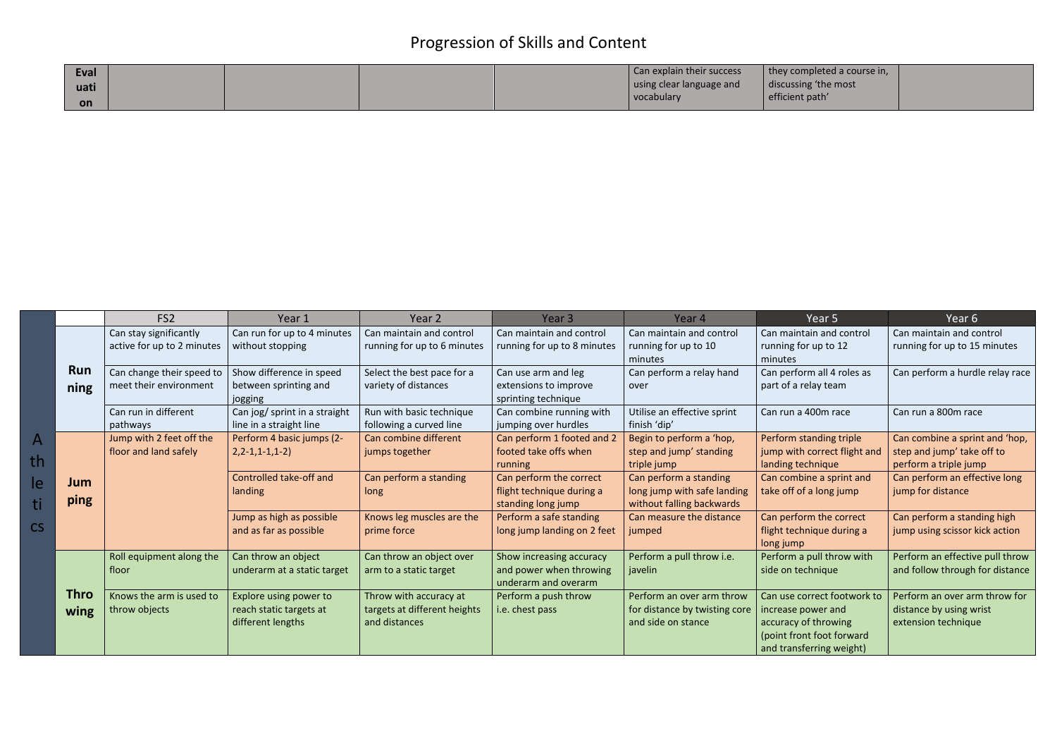# Progression of Skills and Content

| Evaluation | | | | | Can explain their success using clear language and vocabulary | they completed a course in, discussing 'the most efficient path' | |
|---|---|---|---|---|---|---|---|

| | | FS2 | Year 1 | Year 2 | Year 3 | Year 4 | Year 5 | Year 6 |
|---|---|---|---|---|---|---|---|---|
| Athletics | Running | Can stay significantly active for up to 2 minutes | Can run for up to 4 minutes without stopping | Can maintain and control running for up to 6 minutes | Can maintain and control running for up to 8 minutes | Can maintain and control running for up to 10 minutes | Can maintain and control running for up to 12 minutes | Can maintain and control running for up to 15 minutes |
| | | Can change their speed to meet their environment | Show difference in speed between sprinting and jogging | Select the best pace for a variety of distances | Can use arm and leg extensions to improve sprinting technique | Can perform a relay hand over | Can perform all 4 roles as part of a relay team | Can perform a hurdle relay race |
| | | Can run in different pathways | Can jog/ sprint in a straight line in a straight line | Run with basic technique following a curved line | Can combine running with jumping over hurdles | Utilise an effective sprint finish 'dip' | Can run a 400m race | Can run a 800m race |
| | Jumping | Jump with 2 feet off the floor and land safely | Perform 4 basic jumps (2-2,2-1,1-1,1-2) | Can combine different jumps together | Can perform 1 footed and 2 footed take offs when running | Begin to perform a 'hop, step and jump' standing triple jump | Perform standing triple jump with correct flight and landing technique | Can combine a sprint and 'hop, step and jump' take off to perform a triple jump |
| | | | Controlled take-off and landing | Can perform a standing long | Can perform the correct flight technique during a standing long jump | Can perform a standing long jump with safe landing without falling backwards | Can combine a sprint and take off of a long jump | Can perform an effective long jump for distance |
| | | | Jump as high as possible and as far as possible | Knows leg muscles are the prime force | Perform a safe standing long jump landing on 2 feet | Can measure the distance jumped | Can perform the correct flight technique during a long jump | Can perform a standing high jump using scissor kick action |
| | Throwing | Roll equipment along the floor | Can throw an object underarm at a static target | Can throw an object over arm to a static target | Show increasing accuracy and power when throwing underarm and overarm | Perform a pull throw i.e. javelin | Perform a pull throw with side on technique | Perform an effective pull throw and follow through for distance |
| | | Knows the arm is used to throw objects | Explore using power to reach static targets at different lengths | Throw with accuracy at targets at different heights and distances | Perform a push throw i.e. chest pass | Perform an over arm throw for distance by twisting core and side on stance | Can use correct footwork to increase power and accuracy of throwing (point front foot forward and transferring weight) | Perform an over arm throw for distance by using wrist extension technique |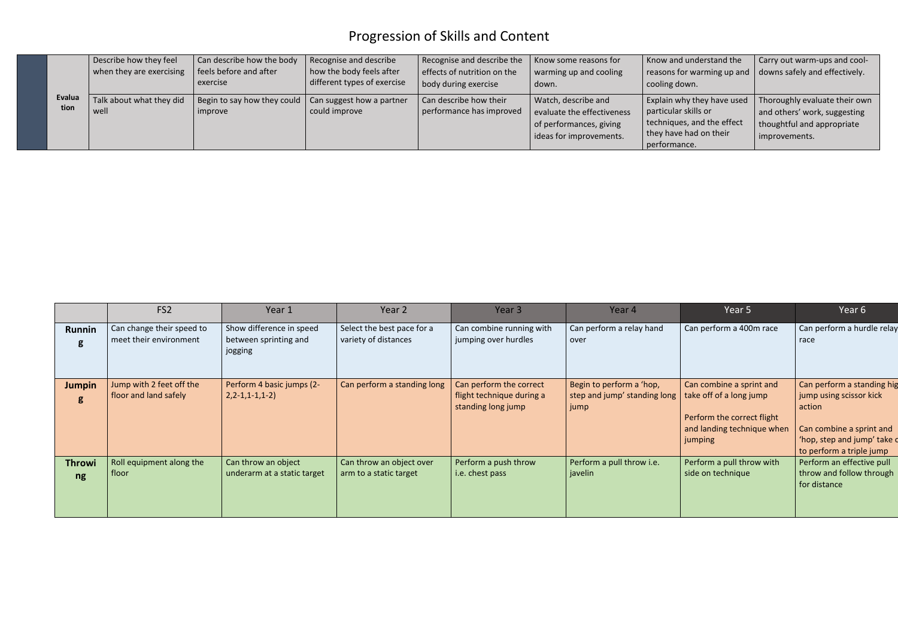# Progression of Skills and Content

| | | | | | | | | |
|---|---|---|---|---|---|---|---|---|
| | Evaluation | Describe how they feel when they are exercising | Can describe how the body feels before and after exercise | Recognise and describe how the body feels after different types of exercise | Recognise and describe the effects of nutrition on the body during exercise | Know some reasons for warming up and cooling down. | Know and understand the reasons for warming up and cooling down. | Carry out warm-ups and cool-downs safely and effectively. |
| | | Talk about what they did well | Begin to say how they could improve | Can suggest how a partner could improve | Can describe how their performance has improved | Watch, describe and evaluate the effectiveness of performances, giving ideas for improvements. | Explain why they have used particular skills or techniques, and the effect they have had on their performance. | Thoroughly evaluate their own and others' work, suggesting thoughtful and appropriate improvements. |

| | FS2 | Year 1 | Year 2 | Year 3 | Year 4 | Year 5 | Year 6 |
|---|---|---|---|---|---|---|---|
| **Running** | Can change their speed to meet their environment | Show difference in speed between sprinting and jogging | Select the best pace for a variety of distances | Can combine running with jumping over hurdles | Can perform a relay hand over | Can perform a 400m race | Can perform a hurdle relay race |
| **Jumping** | Jump with 2 feet off the floor and land safely | Perform 4 basic jumps (2-2,2-1,1-1,1-2) | Can perform a standing long | Can perform the correct flight technique during a standing long jump | Begin to perform a 'hop, step and jump' standing long jump | Can combine a sprint and take off of a long jump<br><br>Perform the correct flight and landing technique when jumping | Can perform a standing high jump using scissor kick action<br><br>Can combine a sprint and 'hop, step and jump' take off to perform a triple jump |
| **Throwing** | Roll equipment along the floor | Can throw an object underarm at a static target | Can throw an object over arm to a static target | Perform a push throw i.e. chest pass | Perform a pull throw i.e. javelin | Perform a pull throw with side on technique | Perform an effective pull throw and follow through for distance |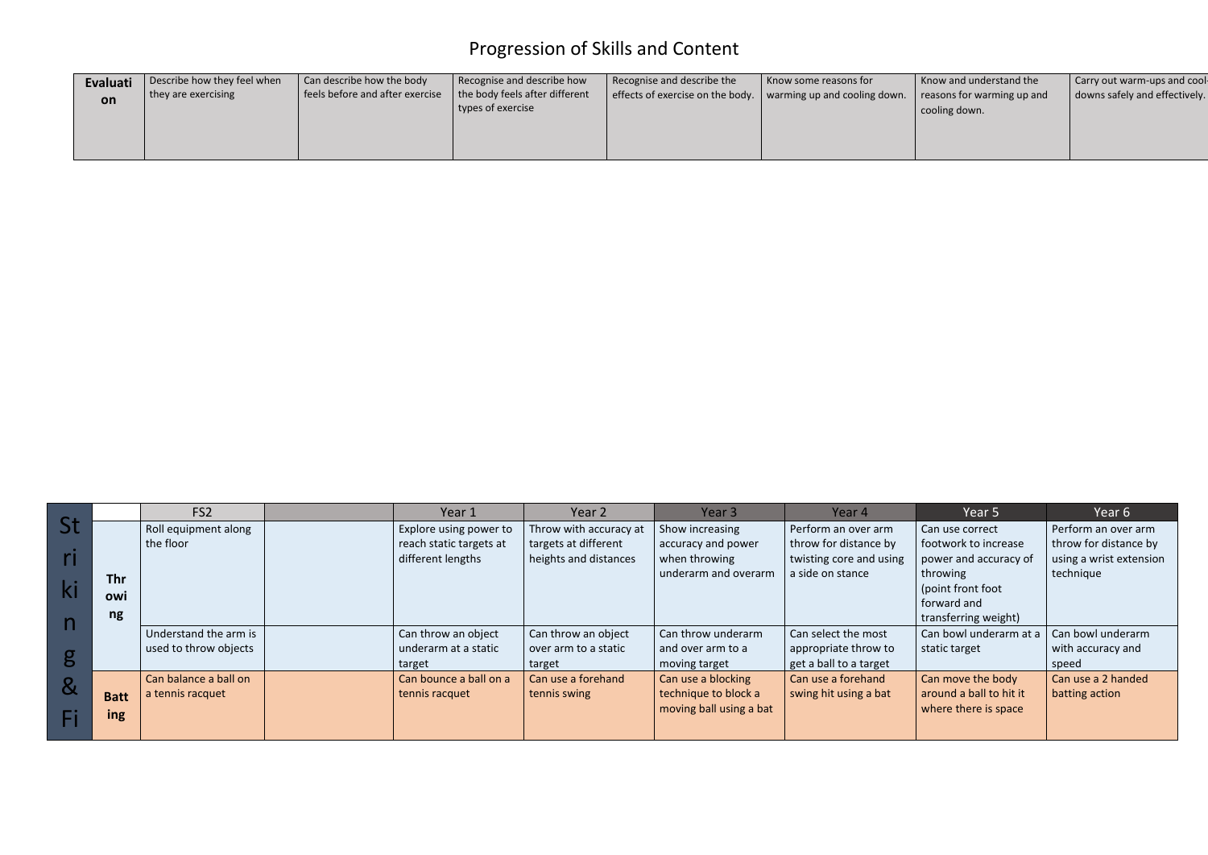# Progression of Skills and Content

| Evaluation | Describe how they feel when they are exercising | Can describe how the body feels before and after exercise | Recognise and describe how the body feels after different types of exercise | Recognise and describe the effects of exercise on the body. | Know some reasons for warming up and cooling down. | Know and understand the reasons for warming up and cooling down. | Carry out warm-ups and cool-downs safely and effectively. |
|---|---|---|---|---|---|---|---|

| Striking & Fi |  | FS2 |  | Year 1 | Year 2 | Year 3 | Year 4 | Year 5 | Year 6 |
|---|---|---|---|---|---|---|---|---|---|
|  | Throwing | Roll equipment along the floor |  | Explore using power to reach static targets at different lengths | Throw with accuracy at targets at different heights and distances | Show increasing accuracy and power when throwing underarm and overarm | Perform an over arm throw for distance by twisting core and using a side on stance | Can use correct footwork to increase power and accuracy of throwing (point front foot forward and transferring weight) | Perform an over arm throw for distance by using a wrist extension technique |
|  |  | Understand the arm is used to throw objects |  | Can throw an object underarm at a static target | Can throw an object over arm to a static target | Can throw underarm and over arm to a moving target | Can select the most appropriate throw to get a ball to a target | Can bowl underarm at a static target | Can bowl underarm with accuracy and speed |
|  | Batting | Can balance a ball on a tennis racquet |  | Can bounce a ball on a tennis racquet | Can use a forehand tennis swing | Can use a blocking technique to block a moving ball using a bat | Can use a forehand swing hit using a bat | Can move the body around a ball to hit it where there is space | Can use a 2 handed batting action |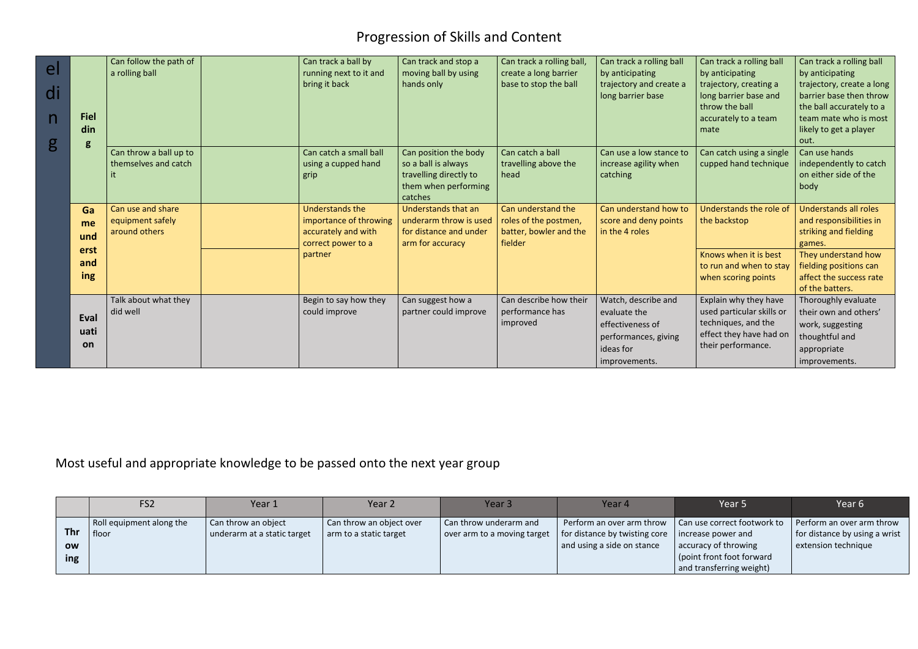# Progression of Skills and Content

| | | | | | | | | | |
|---|---|---|---|---|---|---|---|---|---|
| elding | **Fielding** | Can follow the path of a rolling ball | | Can track a ball by running next to it and bring it back | Can track and stop a moving ball by using hands only | Can track a rolling ball, create a long barrier base to stop the ball | Can track a rolling ball by anticipating trajectory and create a long barrier base | Can track a rolling ball by anticipating trajectory, creating a long barrier base and throw the ball accurately to a team mate | Can track a rolling ball by anticipating trajectory, create a long barrier base then throw the ball accurately to a team mate who is most likely to get a player out. |
| | | Can throw a ball up to themselves and catch it | | Can catch a small ball using a cupped hand grip | Can position the body so a ball is always travelling directly to them when performing catches | Can catch a ball travelling above the head | Can use a low stance to increase agility when catching | Can catch using a single cupped hand technique | Can use hands independently to catch on either side of the body |
| | **Game understanding** | Can use and share equipment safely around others | | Understands the importance of throwing accurately and with correct power to a partner | Understands that an underarm throw is used for distance and under arm for accuracy | Can understand the roles of the postmen, batter, bowler and the fielder | Can understand how to score and deny points in the 4 roles | Understands the role of the backstop | Understands all roles and responsibilities in striking and fielding games. |
| | | | | | | | | Knows when it is best to run and when to stay when scoring points | They understand how fielding positions can affect the success rate of the batters. |
| | **Evaluation** | Talk about what they did well | | Begin to say how they could improve | Can suggest how a partner could improve | Can describe how their performance has improved | Watch, describe and evaluate the effectiveness of performances, giving ideas for improvements. | Explain why they have used particular skills or techniques, and the effect they have had on their performance. | Thoroughly evaluate their own and others' work, suggesting thoughtful and appropriate improvements. |

## Most useful and appropriate knowledge to be passed onto the next year group

| | FS2 | Year 1 | Year 2 | Year 3 | Year 4 | Year 5 | Year 6 |
|---|---|---|---|---|---|---|---|
| **Throwing** | Roll equipment along the floor | Can throw an object underarm at a static target | Can throw an object over arm to a static target | Can throw underarm and over arm to a moving target | Perform an over arm throw for distance by twisting core and using a side on stance | Can use correct footwork to increase power and accuracy of throwing (point front foot forward and transferring weight) | Perform an over arm throw for distance by using a wrist extension technique |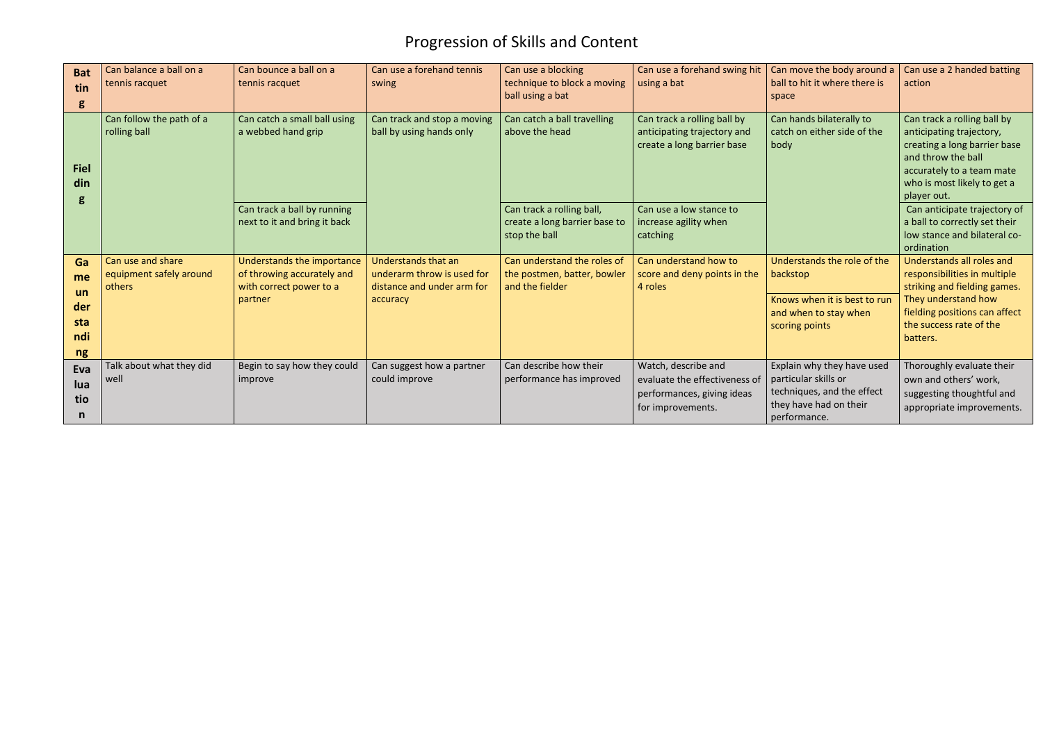# Progression of Skills and Content

| | | | | | | | |
|---|---|---|---|---|---|---|---|
| **Batting** | Can balance a ball on a tennis racquet | Can bounce a ball on a tennis racquet | Can use a forehand tennis swing | Can use a blocking technique to block a moving ball using a bat | Can use a forehand swing hit using a bat | Can move the body around a ball to hit it where there is space | Can use a 2 handed batting action |
| **Fielding** | Can follow the path of a rolling ball | Can catch a small ball using a webbed hand grip | Can track and stop a moving ball by using hands only | Can catch a ball travelling above the head | Can track a rolling ball by anticipating trajectory and create a long barrier base | Can hands bilaterally to catch on either side of the body | Can track a rolling ball by anticipating trajectory, creating a long barrier base and throw the ball accurately to a team mate who is most likely to get a player out. |
| | | Can track a ball by running next to it and bring it back | | Can track a rolling ball, create a long barrier base to stop the ball | Can use a low stance to increase agility when catching | | Can anticipate trajectory of a ball to correctly set their low stance and bilateral co-ordination |
| **Game understanding** | Can use and share equipment safely around others | Understands the importance of throwing accurately and with correct power to a partner | Understands that an underarm throw is used for distance and under arm for accuracy | Can understand the roles of the postmen, batter, bowler and the fielder | Can understand how to score and deny points in the 4 roles | Understands the role of the backstop | Understands all roles and responsibilities in multiple striking and fielding games. They understand how fielding positions can affect the success rate of the batters. |
| | | | | | | Knows when it is best to run and when to stay when scoring points | |
| **Evaluation** | Talk about what they did well | Begin to say how they could improve | Can suggest how a partner could improve | Can describe how their performance has improved | Watch, describe and evaluate the effectiveness of performances, giving ideas for improvements. | Explain why they have used particular skills or techniques, and the effect they have had on their performance. | Thoroughly evaluate their own and others' work, suggesting thoughtful and appropriate improvements. |